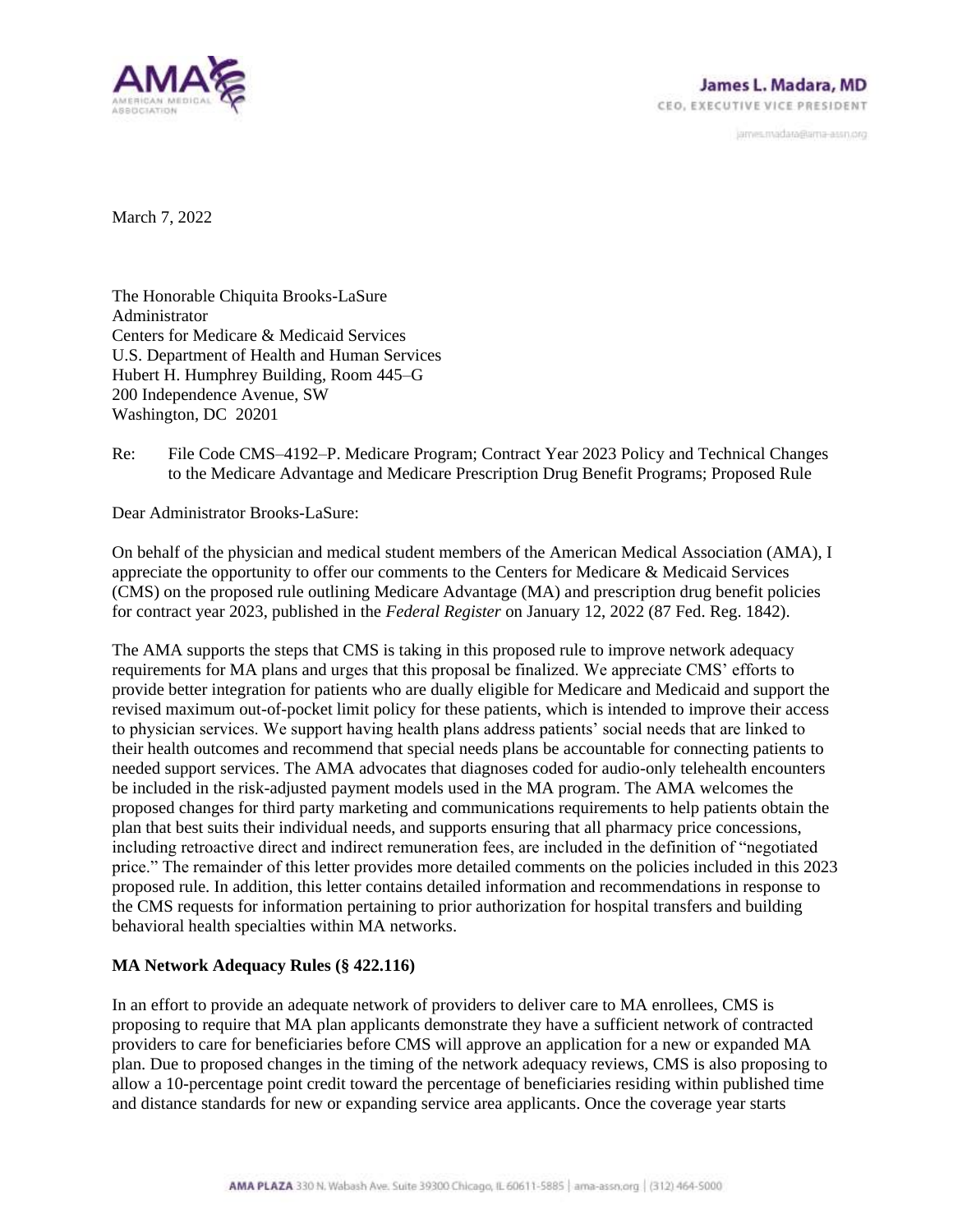James L. Madara, MD
CEO, EXECUTIVE VICE PRESIDENT

james.madara@ama-assn.org

March 7, 2022

The Honorable Chiquita Brooks-LaSure
Administrator
Centers for Medicare & Medicaid Services
U.S. Department of Health and Human Services
Hubert H. Humphrey Building, Room 445–G
200 Independence Avenue, SW
Washington, DC 20201

Re: File Code CMS–4192–P. Medicare Program; Contract Year 2023 Policy and Technical Changes to the Medicare Advantage and Medicare Prescription Drug Benefit Programs; Proposed Rule

Dear Administrator Brooks-LaSure:

On behalf of the physician and medical student members of the American Medical Association (AMA), I appreciate the opportunity to offer our comments to the Centers for Medicare & Medicaid Services (CMS) on the proposed rule outlining Medicare Advantage (MA) and prescription drug benefit policies for contract year 2023, published in the *Federal Register* on January 12, 2022 (87 Fed. Reg. 1842).

The AMA supports the steps that CMS is taking in this proposed rule to improve network adequacy requirements for MA plans and urges that this proposal be finalized. We appreciate CMS' efforts to provide better integration for patients who are dually eligible for Medicare and Medicaid and support the revised maximum out-of-pocket limit policy for these patients, which is intended to improve their access to physician services. We support having health plans address patients' social needs that are linked to their health outcomes and recommend that special needs plans be accountable for connecting patients to needed support services. The AMA advocates that diagnoses coded for audio-only telehealth encounters be included in the risk-adjusted payment models used in the MA program. The AMA welcomes the proposed changes for third party marketing and communications requirements to help patients obtain the plan that best suits their individual needs, and supports ensuring that all pharmacy price concessions, including retroactive direct and indirect remuneration fees, are included in the definition of "negotiated price." The remainder of this letter provides more detailed comments on the policies included in this 2023 proposed rule. In addition, this letter contains detailed information and recommendations in response to the CMS requests for information pertaining to prior authorization for hospital transfers and building behavioral health specialties within MA networks.

**MA Network Adequacy Rules (§ 422.116)**

In an effort to provide an adequate network of providers to deliver care to MA enrollees, CMS is proposing to require that MA plan applicants demonstrate they have a sufficient network of contracted providers to care for beneficiaries before CMS will approve an application for a new or expanded MA plan. Due to proposed changes in the timing of the network adequacy reviews, CMS is also proposing to allow a 10-percentage point credit toward the percentage of beneficiaries residing within published time and distance standards for new or expanding service area applicants. Once the coverage year starts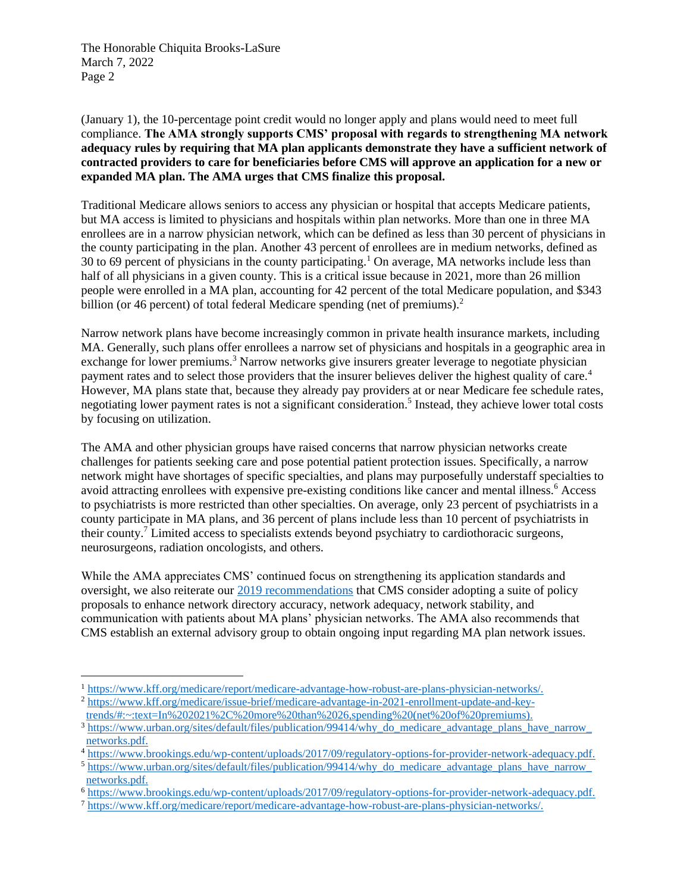(January 1), the 10-percentage point credit would no longer apply and plans would need to meet full compliance. **The AMA strongly supports CMS' proposal with regards to strengthening MA network adequacy rules by requiring that MA plan applicants demonstrate they have a sufficient network of contracted providers to care for beneficiaries before CMS will approve an application for a new or expanded MA plan. The AMA urges that CMS finalize this proposal.**

Traditional Medicare allows seniors to access any physician or hospital that accepts Medicare patients, but MA access is limited to physicians and hospitals within plan networks. More than one in three MA enrollees are in a narrow physician network, which can be defined as less than 30 percent of physicians in the county participating in the plan. Another 43 percent of enrollees are in medium networks, defined as 30 to 69 percent of physicians in the county participating.[1] On average, MA networks include less than half of all physicians in a given county. This is a critical issue because in 2021, more than 26 million people were enrolled in a MA plan, accounting for 42 percent of the total Medicare population, and $343 billion (or 46 percent) of total federal Medicare spending (net of premiums).[2]

Narrow network plans have become increasingly common in private health insurance markets, including MA. Generally, such plans offer enrollees a narrow set of physicians and hospitals in a geographic area in exchange for lower premiums.[3] Narrow networks give insurers greater leverage to negotiate physician payment rates and to select those providers that the insurer believes deliver the highest quality of care.[4] However, MA plans state that, because they already pay providers at or near Medicare fee schedule rates, negotiating lower payment rates is not a significant consideration.[5] Instead, they achieve lower total costs by focusing on utilization.

The AMA and other physician groups have raised concerns that narrow physician networks create challenges for patients seeking care and pose potential patient protection issues. Specifically, a narrow network might have shortages of specific specialties, and plans may purposefully understaff specialties to avoid attracting enrollees with expensive pre-existing conditions like cancer and mental illness.[6] Access to psychiatrists is more restricted than other specialties. On average, only 23 percent of psychiatrists in a county participate in MA plans, and 36 percent of plans include less than 10 percent of psychiatrists in their county.[7] Limited access to specialists extends beyond psychiatry to cardiothoracic surgeons, neurosurgeons, radiation oncologists, and others.

While the AMA appreciates CMS' continued focus on strengthening its application standards and oversight, we also reiterate our [2019 recommendations] that CMS consider adopting a suite of policy proposals to enhance network directory accuracy, network adequacy, network stability, and communication with patients about MA plans' physician networks. The AMA also recommends that CMS establish an external advisory group to obtain ongoing input regarding MA plan network issues.

---

[1] https://www.kff.org/medicare/report/medicare-advantage-how-robust-are-plans-physician-networks/.

[2] https://www.kff.org/medicare/issue-brief/medicare-advantage-in-2021-enrollment-update-and-key-trends/#:~:text=In%202021%2C%20more%20than%2026,spending%20(net%20of%20premiums).

[3] https://www.urban.org/sites/default/files/publication/99414/why_do_medicare_advantage_plans_have_narrow_networks.pdf.

[4] https://www.brookings.edu/wp-content/uploads/2017/09/regulatory-options-for-provider-network-adequacy.pdf.

[5] https://www.urban.org/sites/default/files/publication/99414/why_do_medicare_advantage_plans_have_narrow_networks.pdf.

[6] https://www.brookings.edu/wp-content/uploads/2017/09/regulatory-options-for-provider-network-adequacy.pdf.

[7] https://www.kff.org/medicare/report/medicare-advantage-how-robust-are-plans-physician-networks/.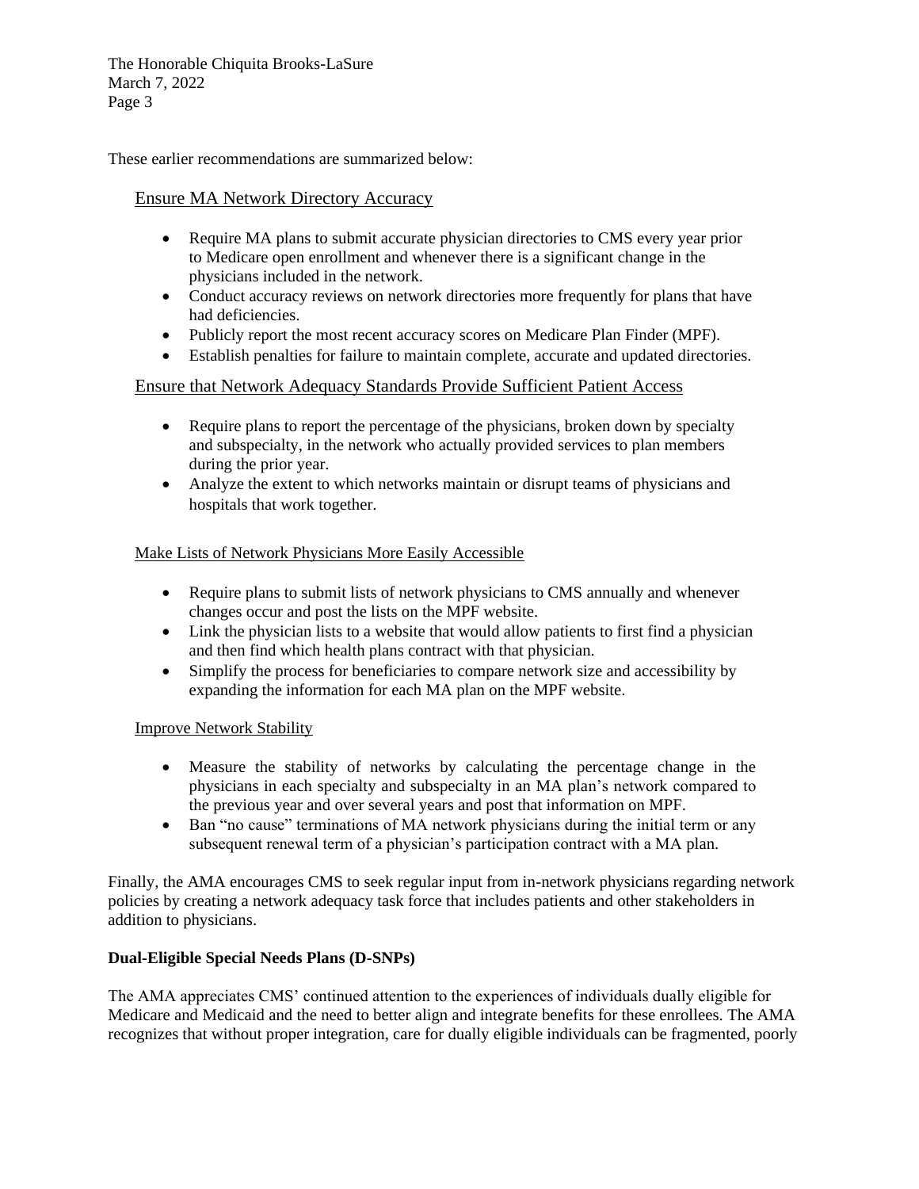These earlier recommendations are summarized below:

### Ensure MA Network Directory Accuracy

- Require MA plans to submit accurate physician directories to CMS every year prior to Medicare open enrollment and whenever there is a significant change in the physicians included in the network.
- Conduct accuracy reviews on network directories more frequently for plans that have had deficiencies.
- Publicly report the most recent accuracy scores on Medicare Plan Finder (MPF).
- Establish penalties for failure to maintain complete, accurate and updated directories.

### Ensure that Network Adequacy Standards Provide Sufficient Patient Access

- Require plans to report the percentage of the physicians, broken down by specialty and subspecialty, in the network who actually provided services to plan members during the prior year.
- Analyze the extent to which networks maintain or disrupt teams of physicians and hospitals that work together.

### Make Lists of Network Physicians More Easily Accessible

- Require plans to submit lists of network physicians to CMS annually and whenever changes occur and post the lists on the MPF website.
- Link the physician lists to a website that would allow patients to first find a physician and then find which health plans contract with that physician.
- Simplify the process for beneficiaries to compare network size and accessibility by expanding the information for each MA plan on the MPF website.

### Improve Network Stability

- Measure the stability of networks by calculating the percentage change in the physicians in each specialty and subspecialty in an MA plan's network compared to the previous year and over several years and post that information on MPF.
- Ban "no cause" terminations of MA network physicians during the initial term or any subsequent renewal term of a physician's participation contract with a MA plan.

Finally, the AMA encourages CMS to seek regular input from in-network physicians regarding network policies by creating a network adequacy task force that includes patients and other stakeholders in addition to physicians.

## Dual-Eligible Special Needs Plans (D-SNPs)

The AMA appreciates CMS' continued attention to the experiences of individuals dually eligible for Medicare and Medicaid and the need to better align and integrate benefits for these enrollees. The AMA recognizes that without proper integration, care for dually eligible individuals can be fragmented, poorly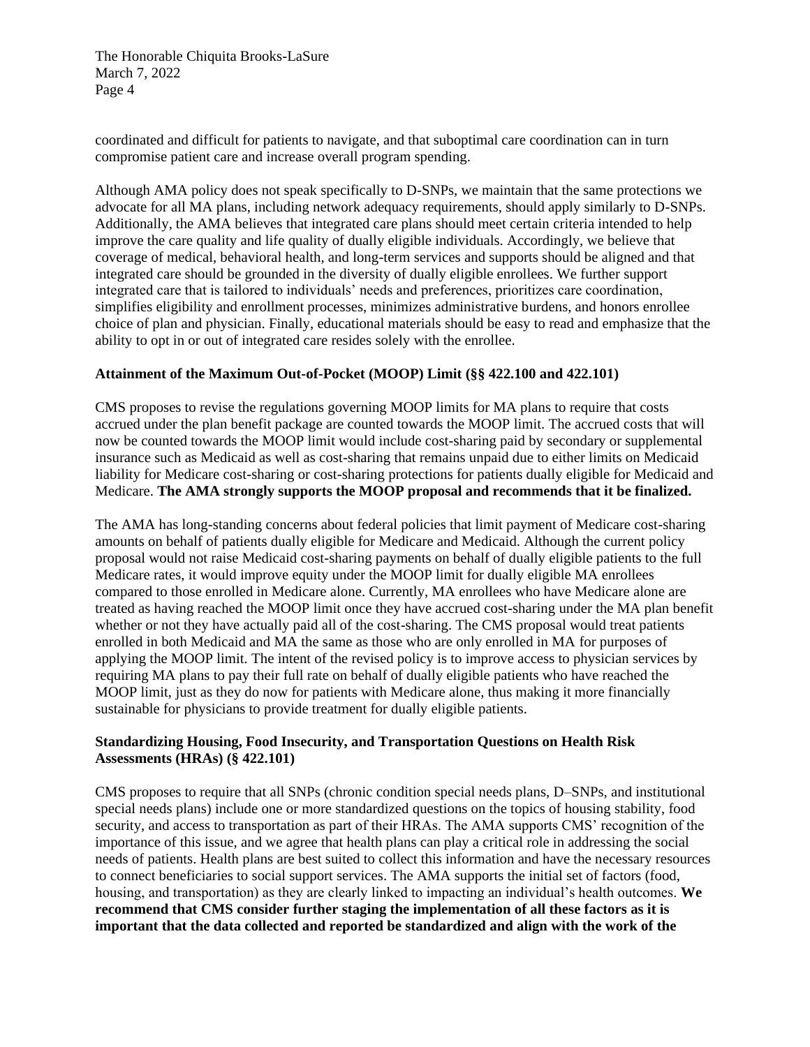coordinated and difficult for patients to navigate, and that suboptimal care coordination can in turn compromise patient care and increase overall program spending.

Although AMA policy does not speak specifically to D-SNPs, we maintain that the same protections we advocate for all MA plans, including network adequacy requirements, should apply similarly to D-SNPs. Additionally, the AMA believes that integrated care plans should meet certain criteria intended to help improve the care quality and life quality of dually eligible individuals. Accordingly, we believe that coverage of medical, behavioral health, and long-term services and supports should be aligned and that integrated care should be grounded in the diversity of dually eligible enrollees. We further support integrated care that is tailored to individuals' needs and preferences, prioritizes care coordination, simplifies eligibility and enrollment processes, minimizes administrative burdens, and honors enrollee choice of plan and physician. Finally, educational materials should be easy to read and emphasize that the ability to opt in or out of integrated care resides solely with the enrollee.

**Attainment of the Maximum Out-of-Pocket (MOOP) Limit (§§ 422.100 and 422.101)**

CMS proposes to revise the regulations governing MOOP limits for MA plans to require that costs accrued under the plan benefit package are counted towards the MOOP limit. The accrued costs that will now be counted towards the MOOP limit would include cost-sharing paid by secondary or supplemental insurance such as Medicaid as well as cost-sharing that remains unpaid due to either limits on Medicaid liability for Medicare cost-sharing or cost-sharing protections for patients dually eligible for Medicaid and Medicare. **The AMA strongly supports the MOOP proposal and recommends that it be finalized.**

The AMA has long-standing concerns about federal policies that limit payment of Medicare cost-sharing amounts on behalf of patients dually eligible for Medicare and Medicaid. Although the current policy proposal would not raise Medicaid cost-sharing payments on behalf of dually eligible patients to the full Medicare rates, it would improve equity under the MOOP limit for dually eligible MA enrollees compared to those enrolled in Medicare alone. Currently, MA enrollees who have Medicare alone are treated as having reached the MOOP limit once they have accrued cost-sharing under the MA plan benefit whether or not they have actually paid all of the cost-sharing. The CMS proposal would treat patients enrolled in both Medicaid and MA the same as those who are only enrolled in MA for purposes of applying the MOOP limit. The intent of the revised policy is to improve access to physician services by requiring MA plans to pay their full rate on behalf of dually eligible patients who have reached the MOOP limit, just as they do now for patients with Medicare alone, thus making it more financially sustainable for physicians to provide treatment for dually eligible patients.

**Standardizing Housing, Food Insecurity, and Transportation Questions on Health Risk Assessments (HRAs) (§ 422.101)**

CMS proposes to require that all SNPs (chronic condition special needs plans, D–SNPs, and institutional special needs plans) include one or more standardized questions on the topics of housing stability, food security, and access to transportation as part of their HRAs. The AMA supports CMS' recognition of the importance of this issue, and we agree that health plans can play a critical role in addressing the social needs of patients. Health plans are best suited to collect this information and have the necessary resources to connect beneficiaries to social support services. The AMA supports the initial set of factors (food, housing, and transportation) as they are clearly linked to impacting an individual's health outcomes. **We recommend that CMS consider further staging the implementation of all these factors as it is important that the data collected and reported be standardized and align with the work of the**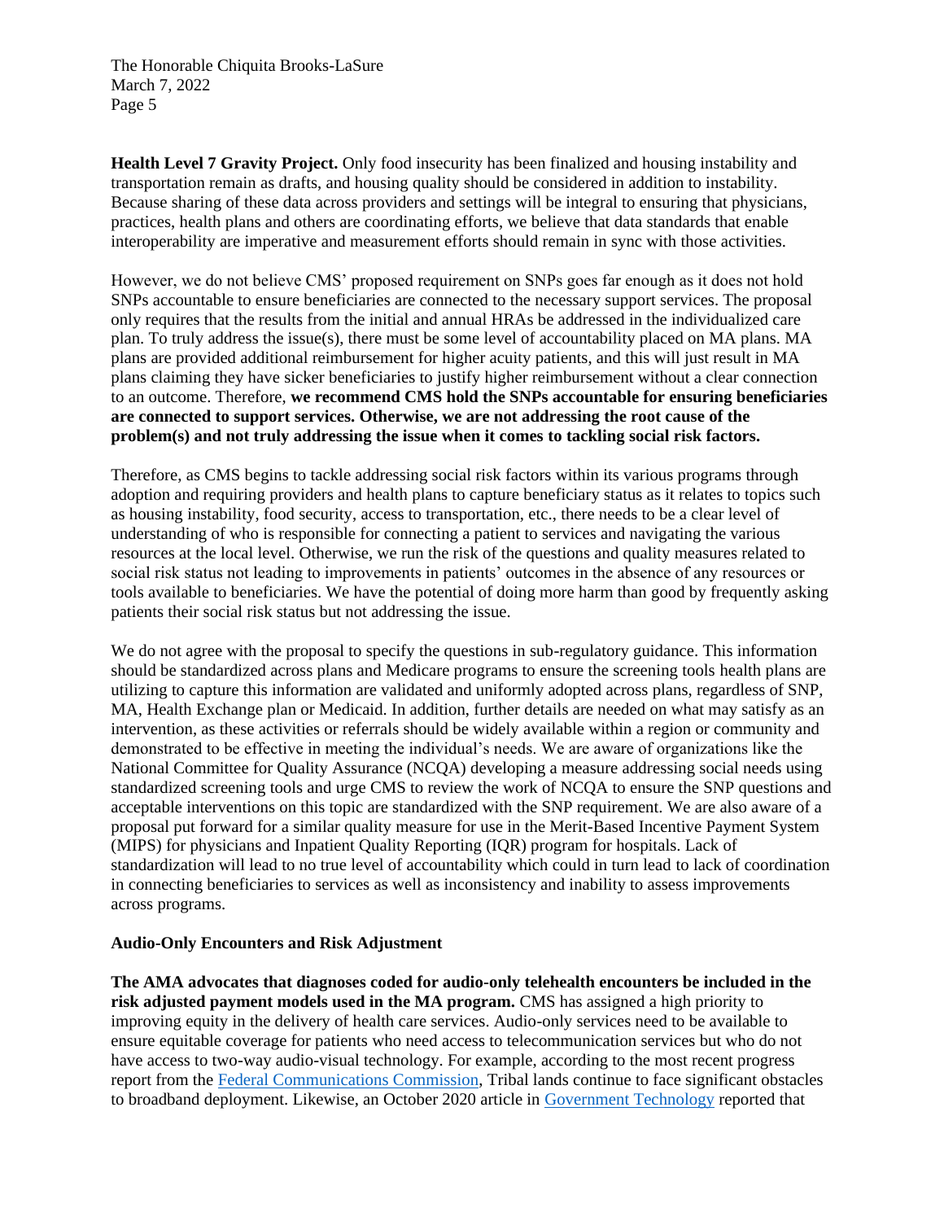**Health Level 7 Gravity Project.** Only food insecurity has been finalized and housing instability and transportation remain as drafts, and housing quality should be considered in addition to instability. Because sharing of these data across providers and settings will be integral to ensuring that physicians, practices, health plans and others are coordinating efforts, we believe that data standards that enable interoperability are imperative and measurement efforts should remain in sync with those activities.

However, we do not believe CMS' proposed requirement on SNPs goes far enough as it does not hold SNPs accountable to ensure beneficiaries are connected to the necessary support services. The proposal only requires that the results from the initial and annual HRAs be addressed in the individualized care plan. To truly address the issue(s), there must be some level of accountability placed on MA plans. MA plans are provided additional reimbursement for higher acuity patients, and this will just result in MA plans claiming they have sicker beneficiaries to justify higher reimbursement without a clear connection to an outcome. Therefore, **we recommend CMS hold the SNPs accountable for ensuring beneficiaries are connected to support services. Otherwise, we are not addressing the root cause of the problem(s) and not truly addressing the issue when it comes to tackling social risk factors.**

Therefore, as CMS begins to tackle addressing social risk factors within its various programs through adoption and requiring providers and health plans to capture beneficiary status as it relates to topics such as housing instability, food security, access to transportation, etc., there needs to be a clear level of understanding of who is responsible for connecting a patient to services and navigating the various resources at the local level. Otherwise, we run the risk of the questions and quality measures related to social risk status not leading to improvements in patients' outcomes in the absence of any resources or tools available to beneficiaries. We have the potential of doing more harm than good by frequently asking patients their social risk status but not addressing the issue.

We do not agree with the proposal to specify the questions in sub-regulatory guidance. This information should be standardized across plans and Medicare programs to ensure the screening tools health plans are utilizing to capture this information are validated and uniformly adopted across plans, regardless of SNP, MA, Health Exchange plan or Medicaid. In addition, further details are needed on what may satisfy as an intervention, as these activities or referrals should be widely available within a region or community and demonstrated to be effective in meeting the individual's needs. We are aware of organizations like the National Committee for Quality Assurance (NCQA) developing a measure addressing social needs using standardized screening tools and urge CMS to review the work of NCQA to ensure the SNP questions and acceptable interventions on this topic are standardized with the SNP requirement. We are also aware of a proposal put forward for a similar quality measure for use in the Merit-Based Incentive Payment System (MIPS) for physicians and Inpatient Quality Reporting (IQR) program for hospitals. Lack of standardization will lead to no true level of accountability which could in turn lead to lack of coordination in connecting beneficiaries to services as well as inconsistency and inability to assess improvements across programs.

**Audio-Only Encounters and Risk Adjustment**

**The AMA advocates that diagnoses coded for audio-only telehealth encounters be included in the risk adjusted payment models used in the MA program.** CMS has assigned a high priority to improving equity in the delivery of health care services. Audio-only services need to be available to ensure equitable coverage for patients who need access to telecommunication services but who do not have access to two-way audio-visual technology. For example, according to the most recent progress report from the Federal Communications Commission, Tribal lands continue to face significant obstacles to broadband deployment. Likewise, an October 2020 article in Government Technology reported that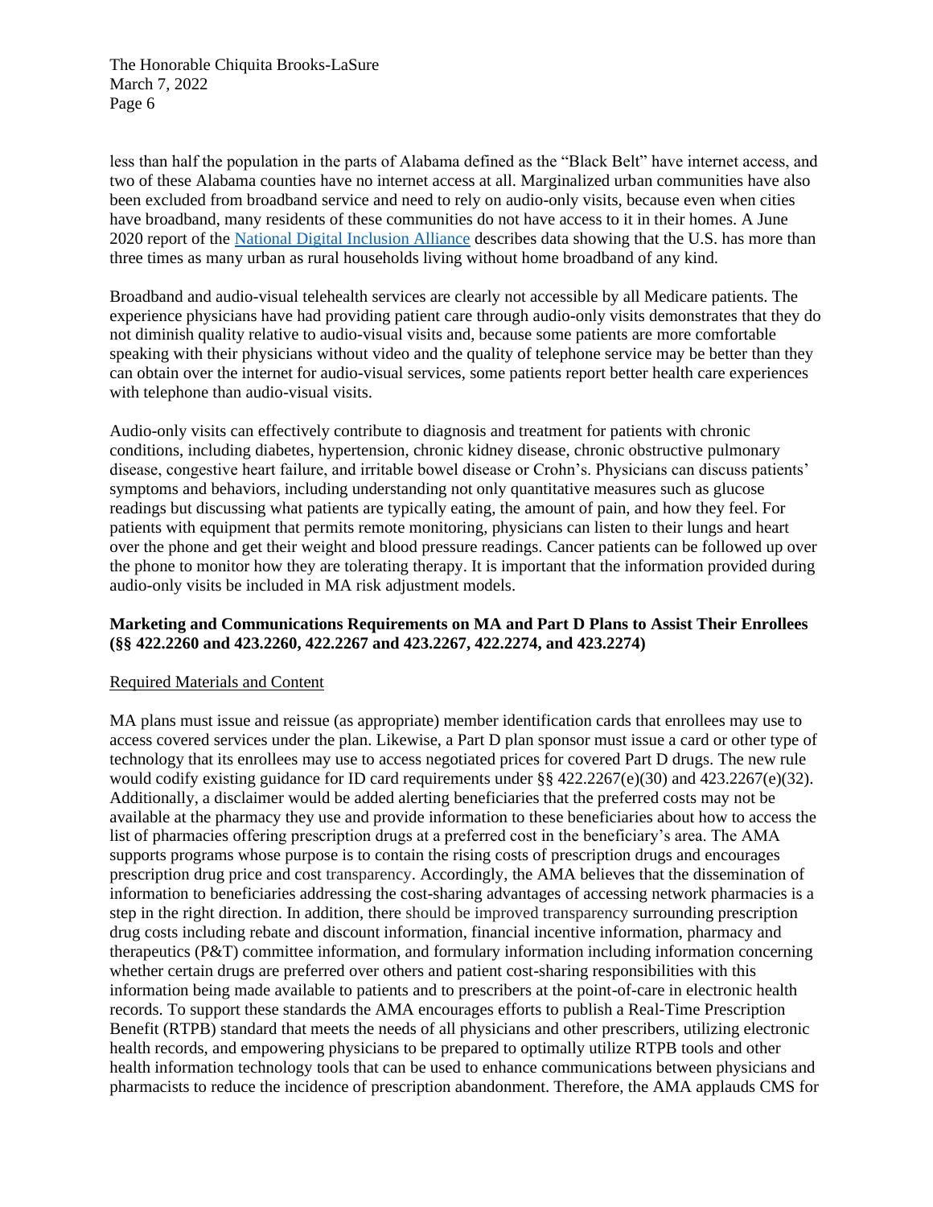less than half the population in the parts of Alabama defined as the "Black Belt" have internet access, and two of these Alabama counties have no internet access at all. Marginalized urban communities have also been excluded from broadband service and need to rely on audio-only visits, because even when cities have broadband, many residents of these communities do not have access to it in their homes. A June 2020 report of the [National Digital Inclusion Alliance](National Digital Inclusion Alliance) describes data showing that the U.S. has more than three times as many urban as rural households living without home broadband of any kind.

Broadband and audio-visual telehealth services are clearly not accessible by all Medicare patients. The experience physicians have had providing patient care through audio-only visits demonstrates that they do not diminish quality relative to audio-visual visits and, because some patients are more comfortable speaking with their physicians without video and the quality of telephone service may be better than they can obtain over the internet for audio-visual services, some patients report better health care experiences with telephone than audio-visual visits.

Audio-only visits can effectively contribute to diagnosis and treatment for patients with chronic conditions, including diabetes, hypertension, chronic kidney disease, chronic obstructive pulmonary disease, congestive heart failure, and irritable bowel disease or Crohn's. Physicians can discuss patients' symptoms and behaviors, including understanding not only quantitative measures such as glucose readings but discussing what patients are typically eating, the amount of pain, and how they feel. For patients with equipment that permits remote monitoring, physicians can listen to their lungs and heart over the phone and get their weight and blood pressure readings. Cancer patients can be followed up over the phone to monitor how they are tolerating therapy. It is important that the information provided during audio-only visits be included in MA risk adjustment models.

**Marketing and Communications Requirements on MA and Part D Plans to Assist Their Enrollees (§§ 422.2260 and 423.2260, 422.2267 and 423.2267, 422.2274, and 423.2274)**

Required Materials and Content

MA plans must issue and reissue (as appropriate) member identification cards that enrollees may use to access covered services under the plan. Likewise, a Part D plan sponsor must issue a card or other type of technology that its enrollees may use to access negotiated prices for covered Part D drugs. The new rule would codify existing guidance for ID card requirements under §§ 422.2267(e)(30) and 423.2267(e)(32). Additionally, a disclaimer would be added alerting beneficiaries that the preferred costs may not be available at the pharmacy they use and provide information to these beneficiaries about how to access the list of pharmacies offering prescription drugs at a preferred cost in the beneficiary's area. The AMA supports programs whose purpose is to contain the rising costs of prescription drugs and encourages prescription drug price and cost transparency. Accordingly, the AMA believes that the dissemination of information to beneficiaries addressing the cost-sharing advantages of accessing network pharmacies is a step in the right direction. In addition, there should be improved transparency surrounding prescription drug costs including rebate and discount information, financial incentive information, pharmacy and therapeutics (P&T) committee information, and formulary information including information concerning whether certain drugs are preferred over others and patient cost-sharing responsibilities with this information being made available to patients and to prescribers at the point-of-care in electronic health records. To support these standards the AMA encourages efforts to publish a Real-Time Prescription Benefit (RTPB) standard that meets the needs of all physicians and other prescribers, utilizing electronic health records, and empowering physicians to be prepared to optimally utilize RTPB tools and other health information technology tools that can be used to enhance communications between physicians and pharmacists to reduce the incidence of prescription abandonment. Therefore, the AMA applauds CMS for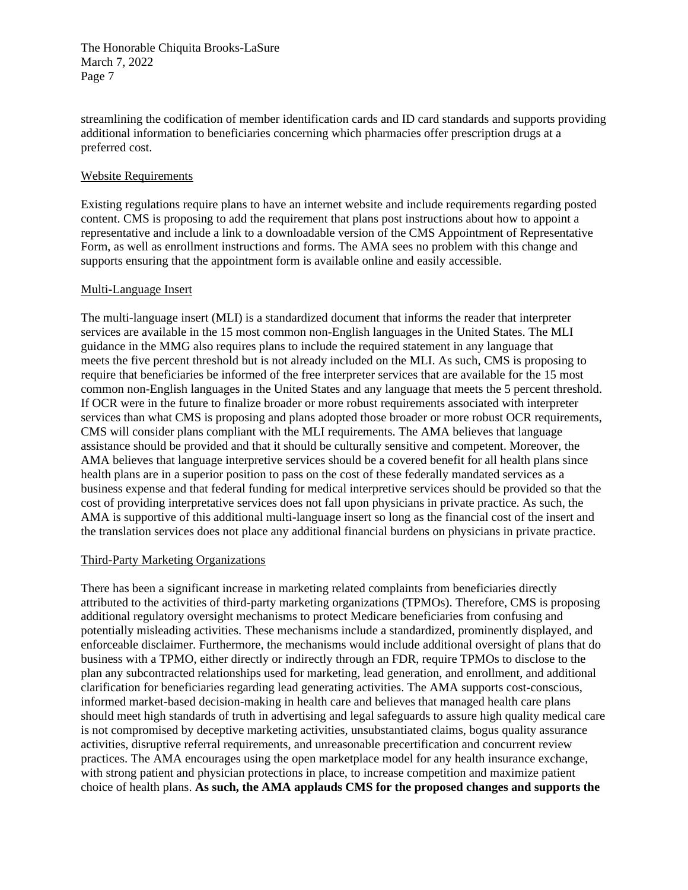streamlining the codification of member identification cards and ID card standards and supports providing additional information to beneficiaries concerning which pharmacies offer prescription drugs at a preferred cost.

Website Requirements

Existing regulations require plans to have an internet website and include requirements regarding posted content. CMS is proposing to add the requirement that plans post instructions about how to appoint a representative and include a link to a downloadable version of the CMS Appointment of Representative Form, as well as enrollment instructions and forms. The AMA sees no problem with this change and supports ensuring that the appointment form is available online and easily accessible.

Multi-Language Insert

The multi-language insert (MLI) is a standardized document that informs the reader that interpreter services are available in the 15 most common non-English languages in the United States. The MLI guidance in the MMG also requires plans to include the required statement in any language that meets the five percent threshold but is not already included on the MLI. As such, CMS is proposing to require that beneficiaries be informed of the free interpreter services that are available for the 15 most common non-English languages in the United States and any language that meets the 5 percent threshold. If OCR were in the future to finalize broader or more robust requirements associated with interpreter services than what CMS is proposing and plans adopted those broader or more robust OCR requirements, CMS will consider plans compliant with the MLI requirements. The AMA believes that language assistance should be provided and that it should be culturally sensitive and competent. Moreover, the AMA believes that language interpretive services should be a covered benefit for all health plans since health plans are in a superior position to pass on the cost of these federally mandated services as a business expense and that federal funding for medical interpretive services should be provided so that the cost of providing interpretative services does not fall upon physicians in private practice. As such, the AMA is supportive of this additional multi-language insert so long as the financial cost of the insert and the translation services does not place any additional financial burdens on physicians in private practice.

Third-Party Marketing Organizations

There has been a significant increase in marketing related complaints from beneficiaries directly attributed to the activities of third-party marketing organizations (TPMOs). Therefore, CMS is proposing additional regulatory oversight mechanisms to protect Medicare beneficiaries from confusing and potentially misleading activities. These mechanisms include a standardized, prominently displayed, and enforceable disclaimer. Furthermore, the mechanisms would include additional oversight of plans that do business with a TPMO, either directly or indirectly through an FDR, require TPMOs to disclose to the plan any subcontracted relationships used for marketing, lead generation, and enrollment, and additional clarification for beneficiaries regarding lead generating activities. The AMA supports cost-conscious, informed market-based decision-making in health care and believes that managed health care plans should meet high standards of truth in advertising and legal safeguards to assure high quality medical care is not compromised by deceptive marketing activities, unsubstantiated claims, bogus quality assurance activities, disruptive referral requirements, and unreasonable precertification and concurrent review practices. The AMA encourages using the open marketplace model for any health insurance exchange, with strong patient and physician protections in place, to increase competition and maximize patient choice of health plans. **As such, the AMA applauds CMS for the proposed changes and supports the**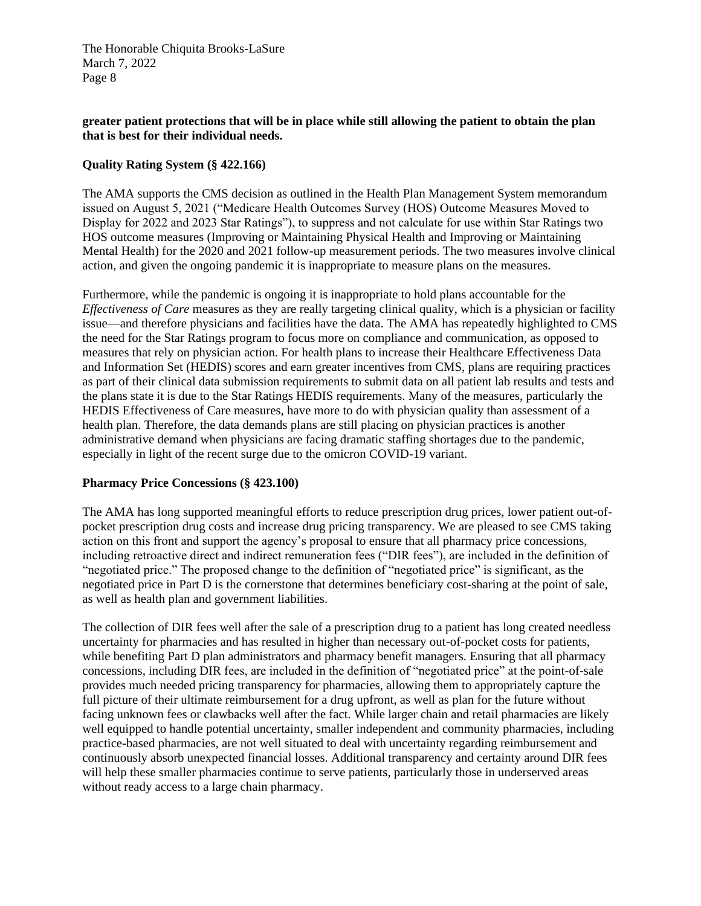**greater patient protections that will be in place while still allowing the patient to obtain the plan that is best for their individual needs.**

**Quality Rating System (§ 422.166)**

The AMA supports the CMS decision as outlined in the Health Plan Management System memorandum issued on August 5, 2021 ("Medicare Health Outcomes Survey (HOS) Outcome Measures Moved to Display for 2022 and 2023 Star Ratings"), to suppress and not calculate for use within Star Ratings two HOS outcome measures (Improving or Maintaining Physical Health and Improving or Maintaining Mental Health) for the 2020 and 2021 follow-up measurement periods. The two measures involve clinical action, and given the ongoing pandemic it is inappropriate to measure plans on the measures.

Furthermore, while the pandemic is ongoing it is inappropriate to hold plans accountable for the *Effectiveness of Care* measures as they are really targeting clinical quality, which is a physician or facility issue—and therefore physicians and facilities have the data. The AMA has repeatedly highlighted to CMS the need for the Star Ratings program to focus more on compliance and communication, as opposed to measures that rely on physician action. For health plans to increase their Healthcare Effectiveness Data and Information Set (HEDIS) scores and earn greater incentives from CMS, plans are requiring practices as part of their clinical data submission requirements to submit data on all patient lab results and tests and the plans state it is due to the Star Ratings HEDIS requirements. Many of the measures, particularly the HEDIS Effectiveness of Care measures, have more to do with physician quality than assessment of a health plan. Therefore, the data demands plans are still placing on physician practices is another administrative demand when physicians are facing dramatic staffing shortages due to the pandemic, especially in light of the recent surge due to the omicron COVID-19 variant.

**Pharmacy Price Concessions (§ 423.100)**

The AMA has long supported meaningful efforts to reduce prescription drug prices, lower patient out-of-pocket prescription drug costs and increase drug pricing transparency. We are pleased to see CMS taking action on this front and support the agency's proposal to ensure that all pharmacy price concessions, including retroactive direct and indirect remuneration fees ("DIR fees"), are included in the definition of "negotiated price." The proposed change to the definition of "negotiated price" is significant, as the negotiated price in Part D is the cornerstone that determines beneficiary cost-sharing at the point of sale, as well as health plan and government liabilities.

The collection of DIR fees well after the sale of a prescription drug to a patient has long created needless uncertainty for pharmacies and has resulted in higher than necessary out-of-pocket costs for patients, while benefiting Part D plan administrators and pharmacy benefit managers. Ensuring that all pharmacy concessions, including DIR fees, are included in the definition of "negotiated price" at the point-of-sale provides much needed pricing transparency for pharmacies, allowing them to appropriately capture the full picture of their ultimate reimbursement for a drug upfront, as well as plan for the future without facing unknown fees or clawbacks well after the fact. While larger chain and retail pharmacies are likely well equipped to handle potential uncertainty, smaller independent and community pharmacies, including practice-based pharmacies, are not well situated to deal with uncertainty regarding reimbursement and continuously absorb unexpected financial losses. Additional transparency and certainty around DIR fees will help these smaller pharmacies continue to serve patients, particularly those in underserved areas without ready access to a large chain pharmacy.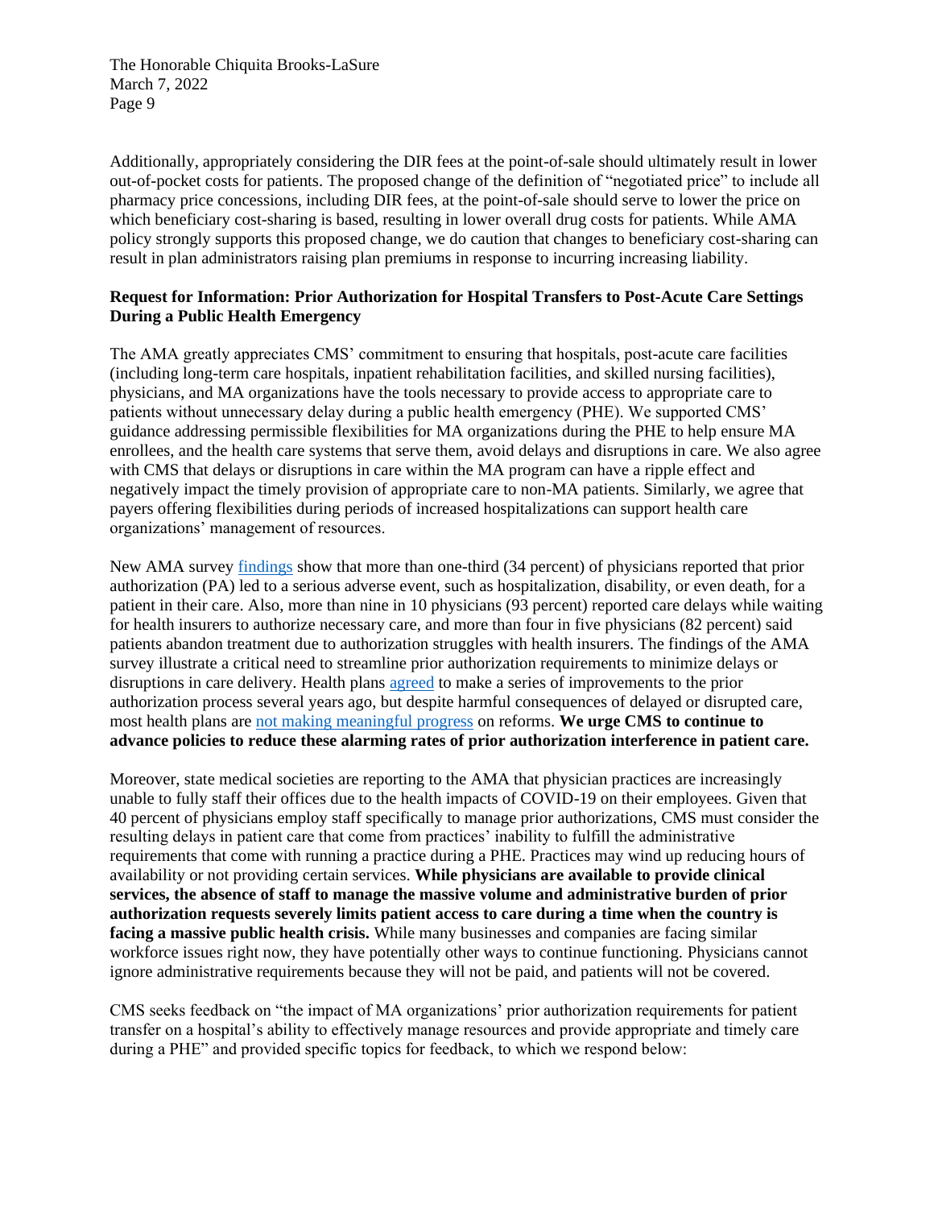Additionally, appropriately considering the DIR fees at the point-of-sale should ultimately result in lower out-of-pocket costs for patients. The proposed change of the definition of "negotiated price" to include all pharmacy price concessions, including DIR fees, at the point-of-sale should serve to lower the price on which beneficiary cost-sharing is based, resulting in lower overall drug costs for patients. While AMA policy strongly supports this proposed change, we do caution that changes to beneficiary cost-sharing can result in plan administrators raising plan premiums in response to incurring increasing liability.

**Request for Information: Prior Authorization for Hospital Transfers to Post-Acute Care Settings During a Public Health Emergency**

The AMA greatly appreciates CMS' commitment to ensuring that hospitals, post-acute care facilities (including long-term care hospitals, inpatient rehabilitation facilities, and skilled nursing facilities), physicians, and MA organizations have the tools necessary to provide access to appropriate care to patients without unnecessary delay during a public health emergency (PHE). We supported CMS' guidance addressing permissible flexibilities for MA organizations during the PHE to help ensure MA enrollees, and the health care systems that serve them, avoid delays and disruptions in care. We also agree with CMS that delays or disruptions in care within the MA program can have a ripple effect and negatively impact the timely provision of appropriate care to non-MA patients. Similarly, we agree that payers offering flexibilities during periods of increased hospitalizations can support health care organizations' management of resources.

New AMA survey findings show that more than one-third (34 percent) of physicians reported that prior authorization (PA) led to a serious adverse event, such as hospitalization, disability, or even death, for a patient in their care. Also, more than nine in 10 physicians (93 percent) reported care delays while waiting for health insurers to authorize necessary care, and more than four in five physicians (82 percent) said patients abandon treatment due to authorization struggles with health insurers. The findings of the AMA survey illustrate a critical need to streamline prior authorization requirements to minimize delays or disruptions in care delivery. Health plans agreed to make a series of improvements to the prior authorization process several years ago, but despite harmful consequences of delayed or disrupted care, most health plans are not making meaningful progress on reforms. **We urge CMS to continue to advance policies to reduce these alarming rates of prior authorization interference in patient care.**

Moreover, state medical societies are reporting to the AMA that physician practices are increasingly unable to fully staff their offices due to the health impacts of COVID-19 on their employees. Given that 40 percent of physicians employ staff specifically to manage prior authorizations, CMS must consider the resulting delays in patient care that come from practices' inability to fulfill the administrative requirements that come with running a practice during a PHE. Practices may wind up reducing hours of availability or not providing certain services. **While physicians are available to provide clinical services, the absence of staff to manage the massive volume and administrative burden of prior authorization requests severely limits patient access to care during a time when the country is facing a massive public health crisis.** While many businesses and companies are facing similar workforce issues right now, they have potentially other ways to continue functioning. Physicians cannot ignore administrative requirements because they will not be paid, and patients will not be covered.

CMS seeks feedback on "the impact of MA organizations' prior authorization requirements for patient transfer on a hospital's ability to effectively manage resources and provide appropriate and timely care during a PHE" and provided specific topics for feedback, to which we respond below: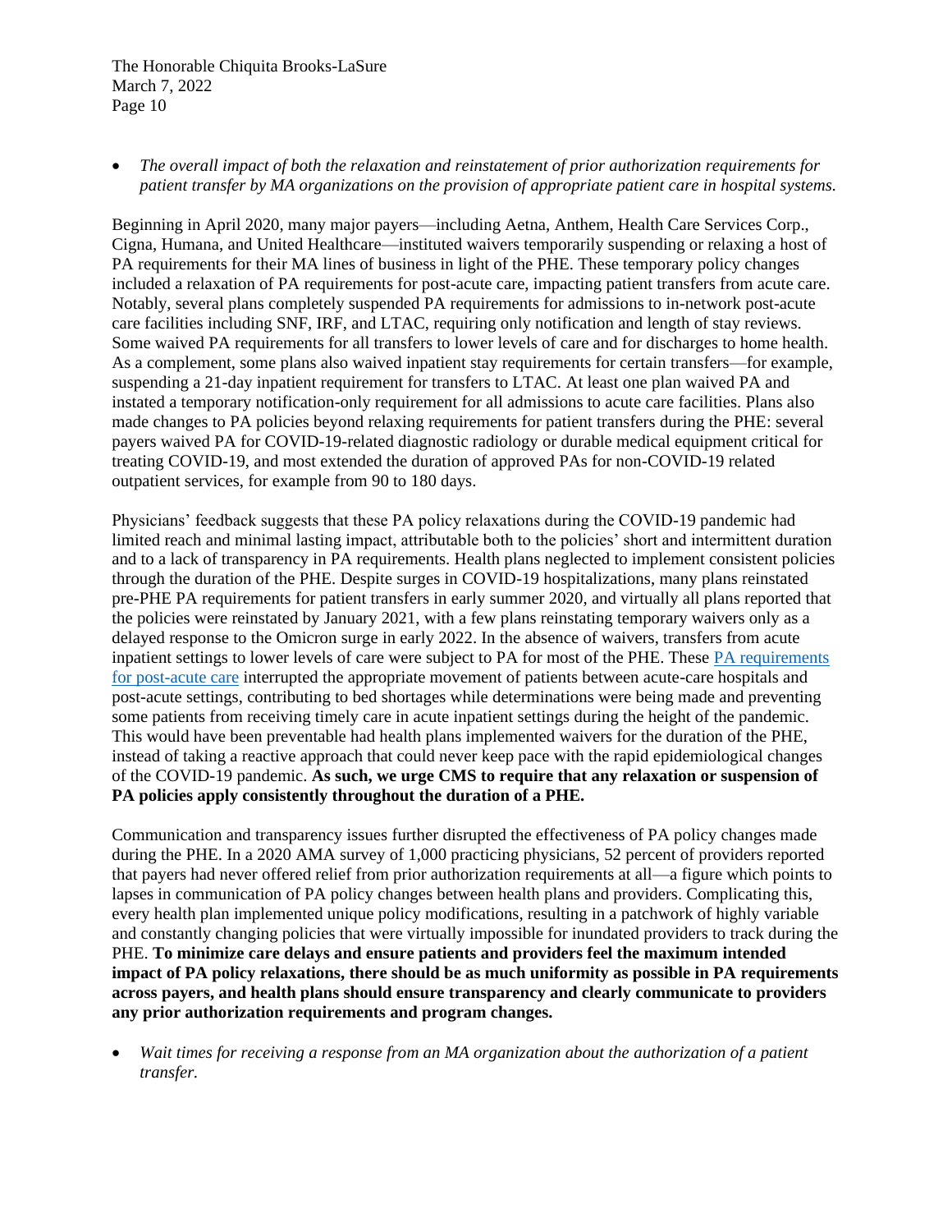- *The overall impact of both the relaxation and reinstatement of prior authorization requirements for patient transfer by MA organizations on the provision of appropriate patient care in hospital systems.*

Beginning in April 2020, many major payers—including Aetna, Anthem, Health Care Services Corp., Cigna, Humana, and United Healthcare—instituted waivers temporarily suspending or relaxing a host of PA requirements for their MA lines of business in light of the PHE. These temporary policy changes included a relaxation of PA requirements for post-acute care, impacting patient transfers from acute care. Notably, several plans completely suspended PA requirements for admissions to in-network post-acute care facilities including SNF, IRF, and LTAC, requiring only notification and length of stay reviews. Some waived PA requirements for all transfers to lower levels of care and for discharges to home health. As a complement, some plans also waived inpatient stay requirements for certain transfers—for example, suspending a 21-day inpatient requirement for transfers to LTAC. At least one plan waived PA and instated a temporary notification-only requirement for all admissions to acute care facilities. Plans also made changes to PA policies beyond relaxing requirements for patient transfers during the PHE: several payers waived PA for COVID-19-related diagnostic radiology or durable medical equipment critical for treating COVID-19, and most extended the duration of approved PAs for non-COVID-19 related outpatient services, for example from 90 to 180 days.

Physicians' feedback suggests that these PA policy relaxations during the COVID-19 pandemic had limited reach and minimal lasting impact, attributable both to the policies' short and intermittent duration and to a lack of transparency in PA requirements. Health plans neglected to implement consistent policies through the duration of the PHE. Despite surges in COVID-19 hospitalizations, many plans reinstated pre-PHE PA requirements for patient transfers in early summer 2020, and virtually all plans reported that the policies were reinstated by January 2021, with a few plans reinstating temporary waivers only as a delayed response to the Omicron surge in early 2022. In the absence of waivers, transfers from acute inpatient settings to lower levels of care were subject to PA for most of the PHE. These PA requirements for post-acute care interrupted the appropriate movement of patients between acute-care hospitals and post-acute settings, contributing to bed shortages while determinations were being made and preventing some patients from receiving timely care in acute inpatient settings during the height of the pandemic. This would have been preventable had health plans implemented waivers for the duration of the PHE, instead of taking a reactive approach that could never keep pace with the rapid epidemiological changes of the COVID-19 pandemic. **As such, we urge CMS to require that any relaxation or suspension of PA policies apply consistently throughout the duration of a PHE.**

Communication and transparency issues further disrupted the effectiveness of PA policy changes made during the PHE. In a 2020 AMA survey of 1,000 practicing physicians, 52 percent of providers reported that payers had never offered relief from prior authorization requirements at all—a figure which points to lapses in communication of PA policy changes between health plans and providers. Complicating this, every health plan implemented unique policy modifications, resulting in a patchwork of highly variable and constantly changing policies that were virtually impossible for inundated providers to track during the PHE. **To minimize care delays and ensure patients and providers feel the maximum intended impact of PA policy relaxations, there should be as much uniformity as possible in PA requirements across payers, and health plans should ensure transparency and clearly communicate to providers any prior authorization requirements and program changes.**

- *Wait times for receiving a response from an MA organization about the authorization of a patient transfer.*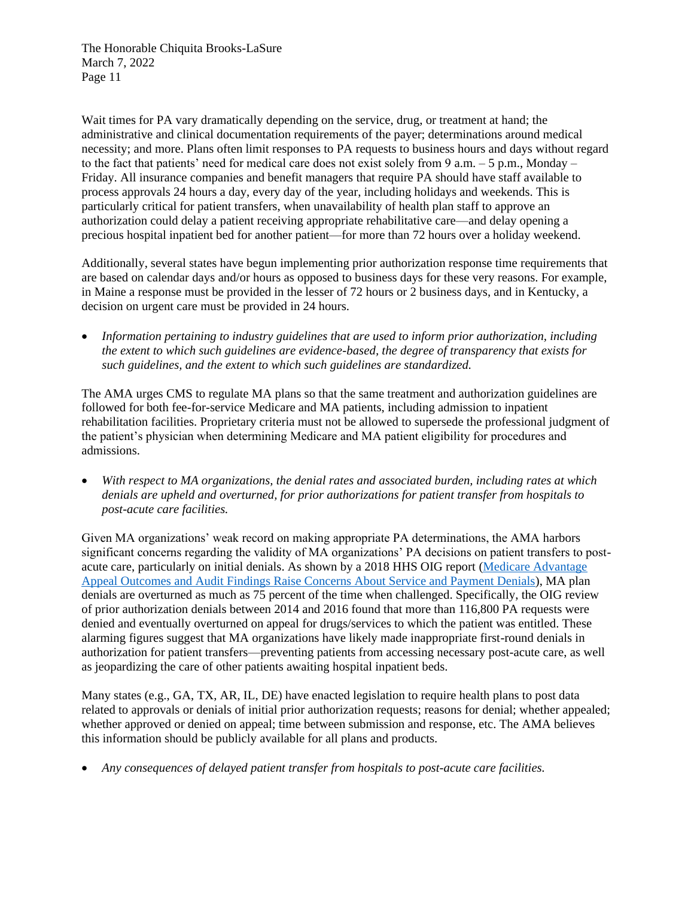Wait times for PA vary dramatically depending on the service, drug, or treatment at hand; the administrative and clinical documentation requirements of the payer; determinations around medical necessity; and more. Plans often limit responses to PA requests to business hours and days without regard to the fact that patients' need for medical care does not exist solely from 9 a.m. – 5 p.m., Monday – Friday. All insurance companies and benefit managers that require PA should have staff available to process approvals 24 hours a day, every day of the year, including holidays and weekends. This is particularly critical for patient transfers, when unavailability of health plan staff to approve an authorization could delay a patient receiving appropriate rehabilitative care—and delay opening a precious hospital inpatient bed for another patient—for more than 72 hours over a holiday weekend.

Additionally, several states have begun implementing prior authorization response time requirements that are based on calendar days and/or hours as opposed to business days for these very reasons. For example, in Maine a response must be provided in the lesser of 72 hours or 2 business days, and in Kentucky, a decision on urgent care must be provided in 24 hours.

- *Information pertaining to industry guidelines that are used to inform prior authorization, including the extent to which such guidelines are evidence-based, the degree of transparency that exists for such guidelines, and the extent to which such guidelines are standardized.*

The AMA urges CMS to regulate MA plans so that the same treatment and authorization guidelines are followed for both fee-for-service Medicare and MA patients, including admission to inpatient rehabilitation facilities. Proprietary criteria must not be allowed to supersede the professional judgment of the patient's physician when determining Medicare and MA patient eligibility for procedures and admissions.

- *With respect to MA organizations, the denial rates and associated burden, including rates at which denials are upheld and overturned, for prior authorizations for patient transfer from hospitals to post-acute care facilities.*

Given MA organizations' weak record on making appropriate PA determinations, the AMA harbors significant concerns regarding the validity of MA organizations' PA decisions on patient transfers to post-acute care, particularly on initial denials. As shown by a 2018 HHS OIG report ([Medicare Advantage Appeal Outcomes and Audit Findings Raise Concerns About Service and Payment Denials]()), MA plan denials are overturned as much as 75 percent of the time when challenged. Specifically, the OIG review of prior authorization denials between 2014 and 2016 found that more than 116,800 PA requests were denied and eventually overturned on appeal for drugs/services to which the patient was entitled. These alarming figures suggest that MA organizations have likely made inappropriate first-round denials in authorization for patient transfers—preventing patients from accessing necessary post-acute care, as well as jeopardizing the care of other patients awaiting hospital inpatient beds.

Many states (e.g., GA, TX, AR, IL, DE) have enacted legislation to require health plans to post data related to approvals or denials of initial prior authorization requests; reasons for denial; whether appealed; whether approved or denied on appeal; time between submission and response, etc. The AMA believes this information should be publicly available for all plans and products.

- *Any consequences of delayed patient transfer from hospitals to post-acute care facilities.*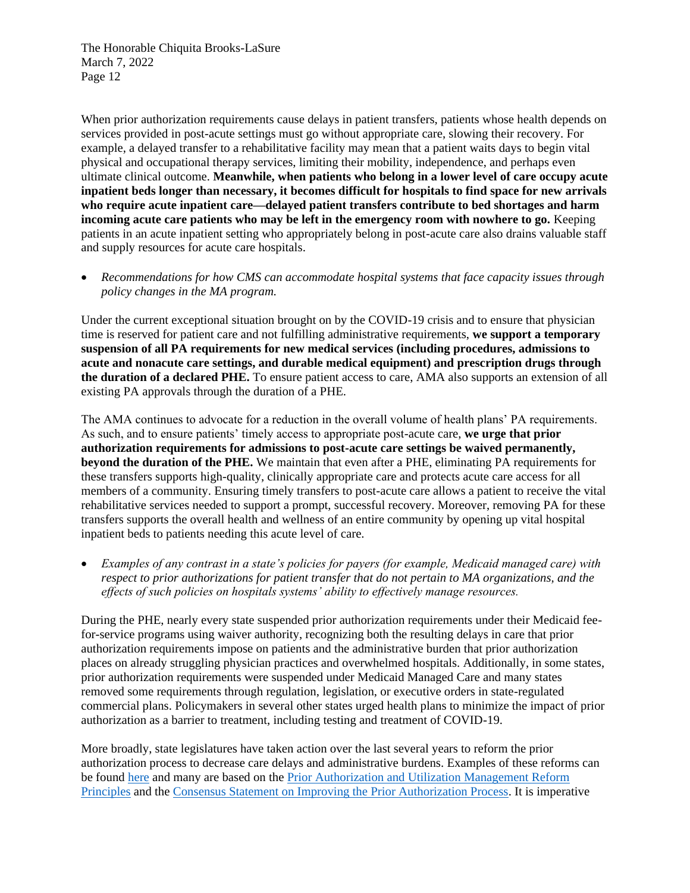When prior authorization requirements cause delays in patient transfers, patients whose health depends on services provided in post-acute settings must go without appropriate care, slowing their recovery. For example, a delayed transfer to a rehabilitative facility may mean that a patient waits days to begin vital physical and occupational therapy services, limiting their mobility, independence, and perhaps even ultimate clinical outcome. **Meanwhile, when patients who belong in a lower level of care occupy acute inpatient beds longer than necessary, it becomes difficult for hospitals to find space for new arrivals who require acute inpatient care—delayed patient transfers contribute to bed shortages and harm incoming acute care patients who may be left in the emergency room with nowhere to go.** Keeping patients in an acute inpatient setting who appropriately belong in post-acute care also drains valuable staff and supply resources for acute care hospitals.

- *Recommendations for how CMS can accommodate hospital systems that face capacity issues through policy changes in the MA program.*

Under the current exceptional situation brought on by the COVID-19 crisis and to ensure that physician time is reserved for patient care and not fulfilling administrative requirements, **we support a temporary suspension of all PA requirements for new medical services (including procedures, admissions to acute and nonacute care settings, and durable medical equipment) and prescription drugs through the duration of a declared PHE.** To ensure patient access to care, AMA also supports an extension of all existing PA approvals through the duration of a PHE.

The AMA continues to advocate for a reduction in the overall volume of health plans' PA requirements. As such, and to ensure patients' timely access to appropriate post-acute care, **we urge that prior authorization requirements for admissions to post-acute care settings be waived permanently, beyond the duration of the PHE.** We maintain that even after a PHE, eliminating PA requirements for these transfers supports high-quality, clinically appropriate care and protects acute care access for all members of a community. Ensuring timely transfers to post-acute care allows a patient to receive the vital rehabilitative services needed to support a prompt, successful recovery. Moreover, removing PA for these transfers supports the overall health and wellness of an entire community by opening up vital hospital inpatient beds to patients needing this acute level of care.

- *Examples of any contrast in a state's policies for payers (for example, Medicaid managed care) with respect to prior authorizations for patient transfer that do not pertain to MA organizations, and the effects of such policies on hospitals systems' ability to effectively manage resources.*

During the PHE, nearly every state suspended prior authorization requirements under their Medicaid fee-for-service programs using waiver authority, recognizing both the resulting delays in care that prior authorization requirements impose on patients and the administrative burden that prior authorization places on already struggling physician practices and overwhelmed hospitals. Additionally, in some states, prior authorization requirements were suspended under Medicaid Managed Care and many states removed some requirements through regulation, legislation, or executive orders in state-regulated commercial plans. Policymakers in several other states urged health plans to minimize the impact of prior authorization as a barrier to treatment, including testing and treatment of COVID-19.

More broadly, state legislatures have taken action over the last several years to reform the prior authorization process to decrease care delays and administrative burdens. Examples of these reforms can be found here and many are based on the Prior Authorization and Utilization Management Reform Principles and the Consensus Statement on Improving the Prior Authorization Process. It is imperative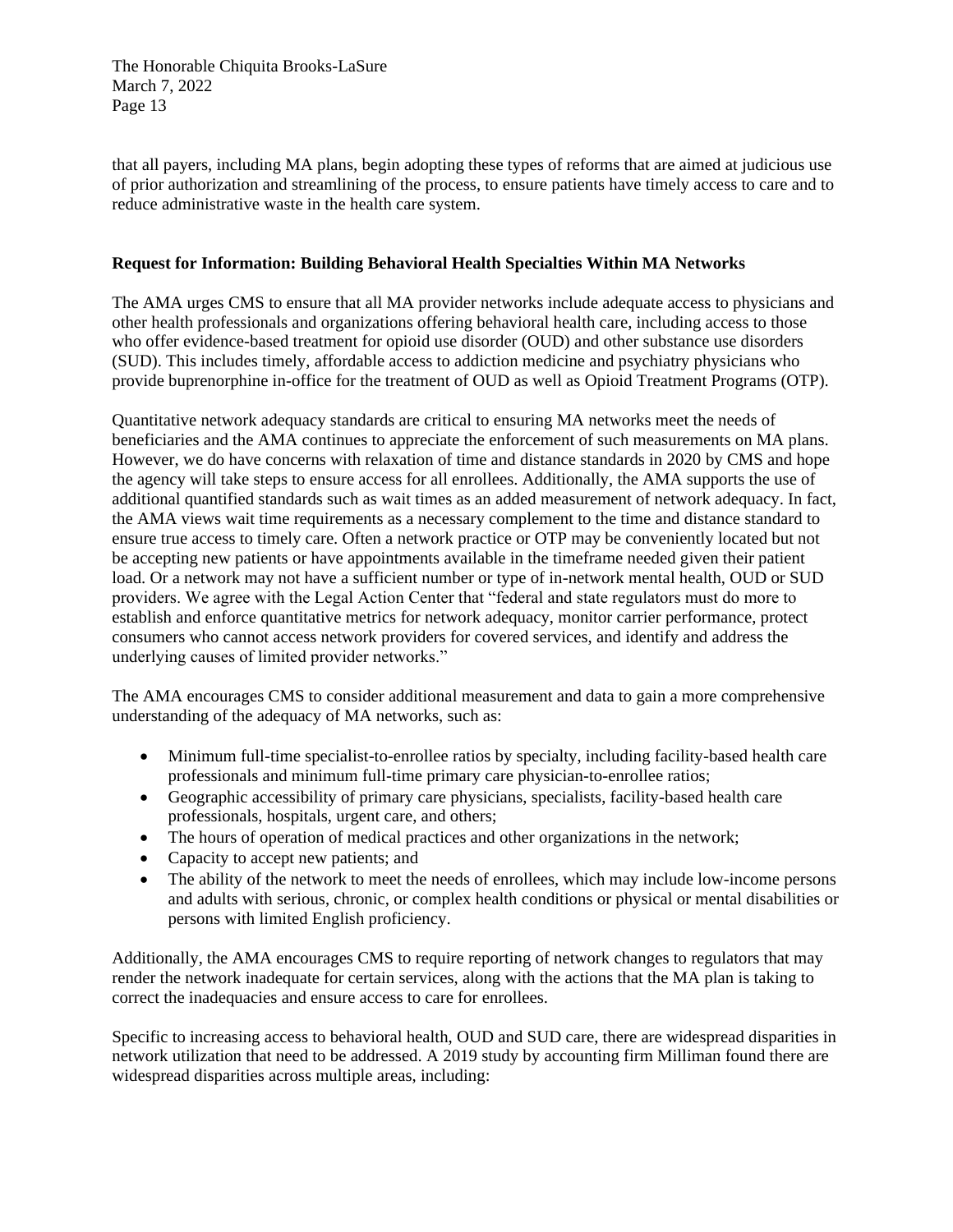that all payers, including MA plans, begin adopting these types of reforms that are aimed at judicious use of prior authorization and streamlining of the process, to ensure patients have timely access to care and to reduce administrative waste in the health care system.

**Request for Information: Building Behavioral Health Specialties Within MA Networks**

The AMA urges CMS to ensure that all MA provider networks include adequate access to physicians and other health professionals and organizations offering behavioral health care, including access to those who offer evidence-based treatment for opioid use disorder (OUD) and other substance use disorders (SUD). This includes timely, affordable access to addiction medicine and psychiatry physicians who provide buprenorphine in-office for the treatment of OUD as well as Opioid Treatment Programs (OTP).

Quantitative network adequacy standards are critical to ensuring MA networks meet the needs of beneficiaries and the AMA continues to appreciate the enforcement of such measurements on MA plans. However, we do have concerns with relaxation of time and distance standards in 2020 by CMS and hope the agency will take steps to ensure access for all enrollees. Additionally, the AMA supports the use of additional quantified standards such as wait times as an added measurement of network adequacy. In fact, the AMA views wait time requirements as a necessary complement to the time and distance standard to ensure true access to timely care. Often a network practice or OTP may be conveniently located but not be accepting new patients or have appointments available in the timeframe needed given their patient load. Or a network may not have a sufficient number or type of in-network mental health, OUD or SUD providers. We agree with the Legal Action Center that "federal and state regulators must do more to establish and enforce quantitative metrics for network adequacy, monitor carrier performance, protect consumers who cannot access network providers for covered services, and identify and address the underlying causes of limited provider networks."

The AMA encourages CMS to consider additional measurement and data to gain a more comprehensive understanding of the adequacy of MA networks, such as:

- Minimum full-time specialist-to-enrollee ratios by specialty, including facility-based health care professionals and minimum full-time primary care physician-to-enrollee ratios;
- Geographic accessibility of primary care physicians, specialists, facility-based health care professionals, hospitals, urgent care, and others;
- The hours of operation of medical practices and other organizations in the network;
- Capacity to accept new patients; and
- The ability of the network to meet the needs of enrollees, which may include low-income persons and adults with serious, chronic, or complex health conditions or physical or mental disabilities or persons with limited English proficiency.

Additionally, the AMA encourages CMS to require reporting of network changes to regulators that may render the network inadequate for certain services, along with the actions that the MA plan is taking to correct the inadequacies and ensure access to care for enrollees.

Specific to increasing access to behavioral health, OUD and SUD care, there are widespread disparities in network utilization that need to be addressed. A 2019 study by accounting firm Milliman found there are widespread disparities across multiple areas, including: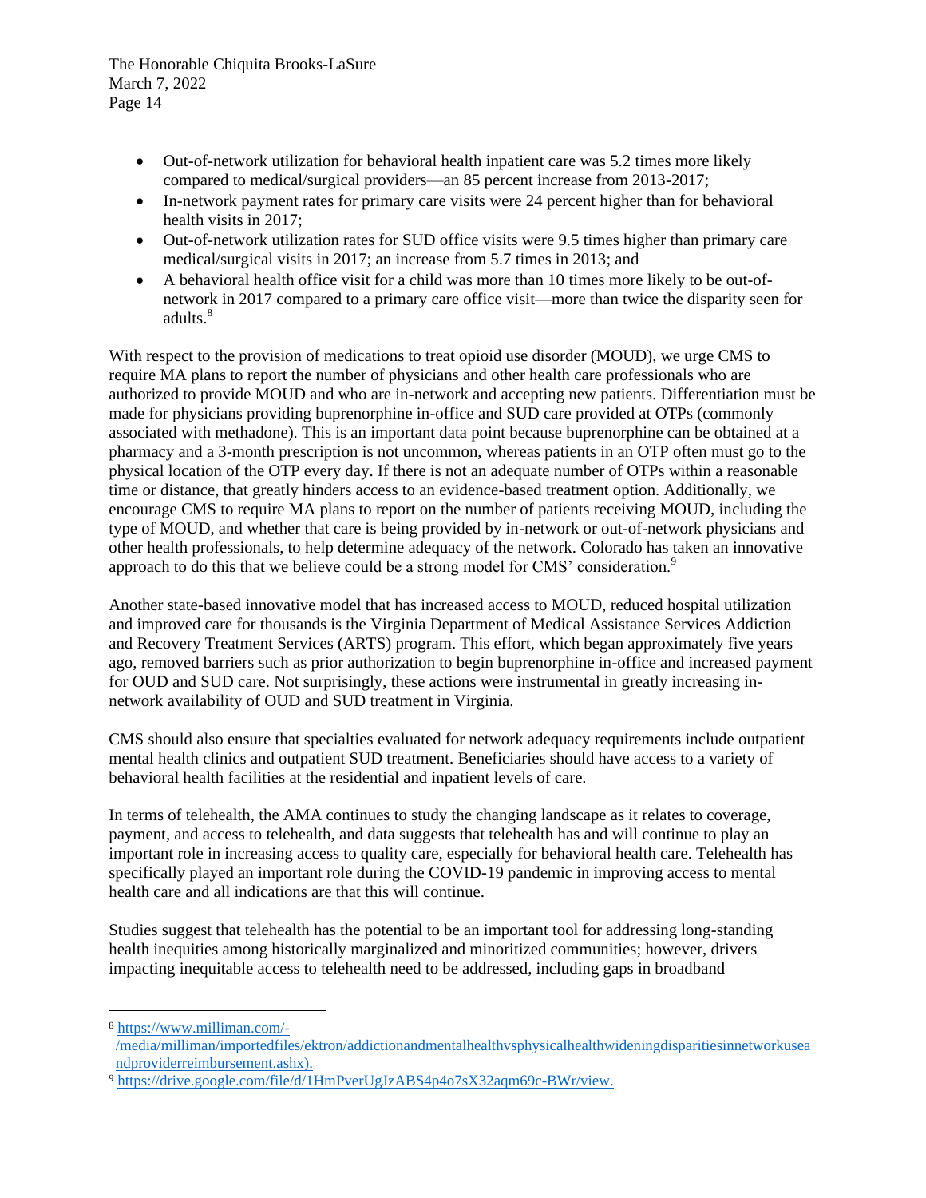- Out-of-network utilization for behavioral health inpatient care was 5.2 times more likely compared to medical/surgical providers—an 85 percent increase from 2013-2017;
- In-network payment rates for primary care visits were 24 percent higher than for behavioral health visits in 2017;
- Out-of-network utilization rates for SUD office visits were 9.5 times higher than primary care medical/surgical visits in 2017; an increase from 5.7 times in 2013; and
- A behavioral health office visit for a child was more than 10 times more likely to be out-of-network in 2017 compared to a primary care office visit—more than twice the disparity seen for adults.[8]

With respect to the provision of medications to treat opioid use disorder (MOUD), we urge CMS to require MA plans to report the number of physicians and other health care professionals who are authorized to provide MOUD and who are in-network and accepting new patients. Differentiation must be made for physicians providing buprenorphine in-office and SUD care provided at OTPs (commonly associated with methadone). This is an important data point because buprenorphine can be obtained at a pharmacy and a 3-month prescription is not uncommon, whereas patients in an OTP often must go to the physical location of the OTP every day. If there is not an adequate number of OTPs within a reasonable time or distance, that greatly hinders access to an evidence-based treatment option. Additionally, we encourage CMS to require MA plans to report on the number of patients receiving MOUD, including the type of MOUD, and whether that care is being provided by in-network or out-of-network physicians and other health professionals, to help determine adequacy of the network. Colorado has taken an innovative approach to do this that we believe could be a strong model for CMS' consideration.[9]

Another state-based innovative model that has increased access to MOUD, reduced hospital utilization and improved care for thousands is the Virginia Department of Medical Assistance Services Addiction and Recovery Treatment Services (ARTS) program. This effort, which began approximately five years ago, removed barriers such as prior authorization to begin buprenorphine in-office and increased payment for OUD and SUD care. Not surprisingly, these actions were instrumental in greatly increasing in-network availability of OUD and SUD treatment in Virginia.

CMS should also ensure that specialties evaluated for network adequacy requirements include outpatient mental health clinics and outpatient SUD treatment. Beneficiaries should have access to a variety of behavioral health facilities at the residential and inpatient levels of care.

In terms of telehealth, the AMA continues to study the changing landscape as it relates to coverage, payment, and access to telehealth, and data suggests that telehealth has and will continue to play an important role in increasing access to quality care, especially for behavioral health care. Telehealth has specifically played an important role during the COVID-19 pandemic in improving access to mental health care and all indications are that this will continue.

Studies suggest that telehealth has the potential to be an important tool for addressing long-standing health inequities among historically marginalized and minoritized communities; however, drivers impacting inequitable access to telehealth need to be addressed, including gaps in broadband

---

[8] https://www.milliman.com/-/media/milliman/importedfiles/ektron/addictionandmentalhealthvsphysicalhealthwideningdisparitiesinnetworkuseandproviderreimbursement.ashx).

[9] https://drive.google.com/file/d/1HmPverUgJzABS4p4o7sX32aqm69c-BWr/view.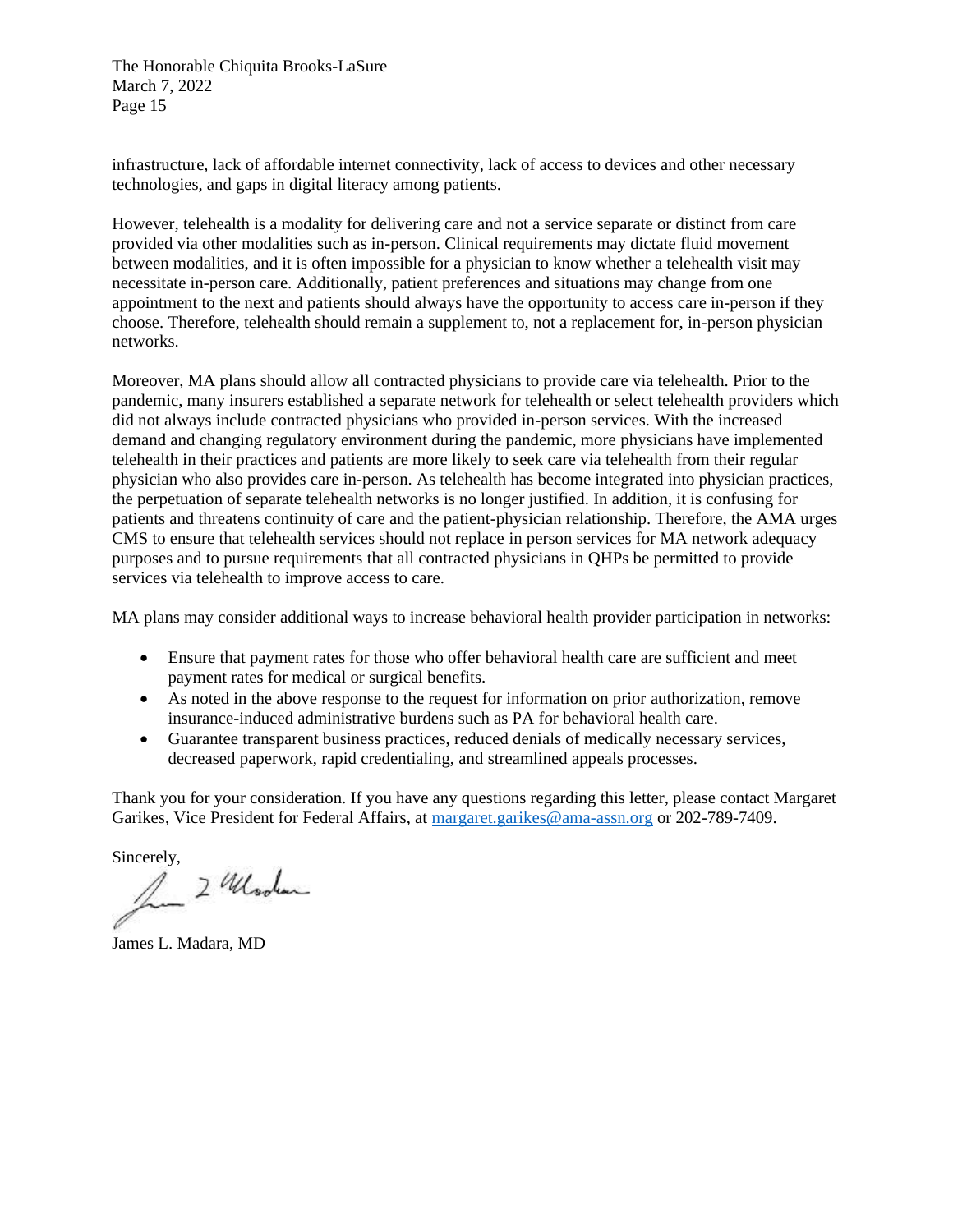infrastructure, lack of affordable internet connectivity, lack of access to devices and other necessary technologies, and gaps in digital literacy among patients.

However, telehealth is a modality for delivering care and not a service separate or distinct from care provided via other modalities such as in-person. Clinical requirements may dictate fluid movement between modalities, and it is often impossible for a physician to know whether a telehealth visit may necessitate in-person care. Additionally, patient preferences and situations may change from one appointment to the next and patients should always have the opportunity to access care in-person if they choose. Therefore, telehealth should remain a supplement to, not a replacement for, in-person physician networks.

Moreover, MA plans should allow all contracted physicians to provide care via telehealth. Prior to the pandemic, many insurers established a separate network for telehealth or select telehealth providers which did not always include contracted physicians who provided in-person services. With the increased demand and changing regulatory environment during the pandemic, more physicians have implemented telehealth in their practices and patients are more likely to seek care via telehealth from their regular physician who also provides care in-person. As telehealth has become integrated into physician practices, the perpetuation of separate telehealth networks is no longer justified. In addition, it is confusing for patients and threatens continuity of care and the patient-physician relationship. Therefore, the AMA urges CMS to ensure that telehealth services should not replace in person services for MA network adequacy purposes and to pursue requirements that all contracted physicians in QHPs be permitted to provide services via telehealth to improve access to care.

MA plans may consider additional ways to increase behavioral health provider participation in networks:

- Ensure that payment rates for those who offer behavioral health care are sufficient and meet payment rates for medical or surgical benefits.
- As noted in the above response to the request for information on prior authorization, remove insurance-induced administrative burdens such as PA for behavioral health care.
- Guarantee transparent business practices, reduced denials of medically necessary services, decreased paperwork, rapid credentialing, and streamlined appeals processes.

Thank you for your consideration. If you have any questions regarding this letter, please contact Margaret Garikes, Vice President for Federal Affairs, at margaret.garikes@ama-assn.org or 202-789-7409.

Sincerely,

James L. Madara, MD